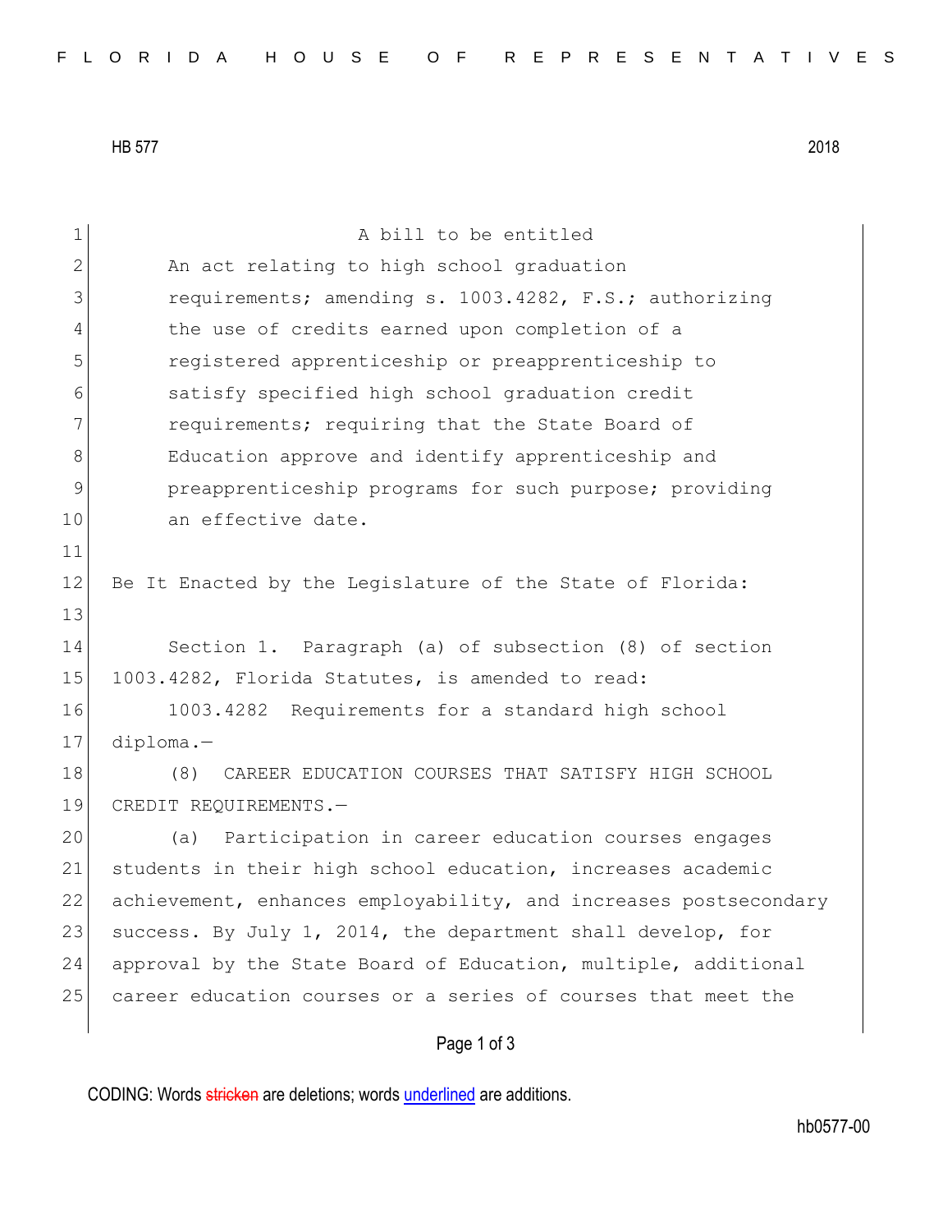A bill to be entitled

An act relating to high school graduation requirements; amending s. 1003.4282, F.S.; authorizing the use of credits earned upon completion of a registered apprenticeship or preapprenticeship to satisfy specified high school graduation credit requirements; requiring that the State Board of Education approve and identify apprenticeship and preapprenticeship programs for such purpose; providing an effective date.

Be It Enacted by the Legislature of the State of Florida:

Section 1. Paragraph (a) of subsection (8) of section 1003.4282, Florida Statutes, is amended to read:

1003.4282 Requirements for a standard high school diploma.—

(8) CAREER EDUCATION COURSES THAT SATISFY HIGH SCHOOL CREDIT REQUIREMENTS.—

(a) Participation in career education courses engages students in their high school education, increases academic achievement, enhances employability, and increases postsecondary success. By July 1, 2014, the department shall develop, for approval by the State Board of Education, multiple, additional career education courses or a series of courses that meet the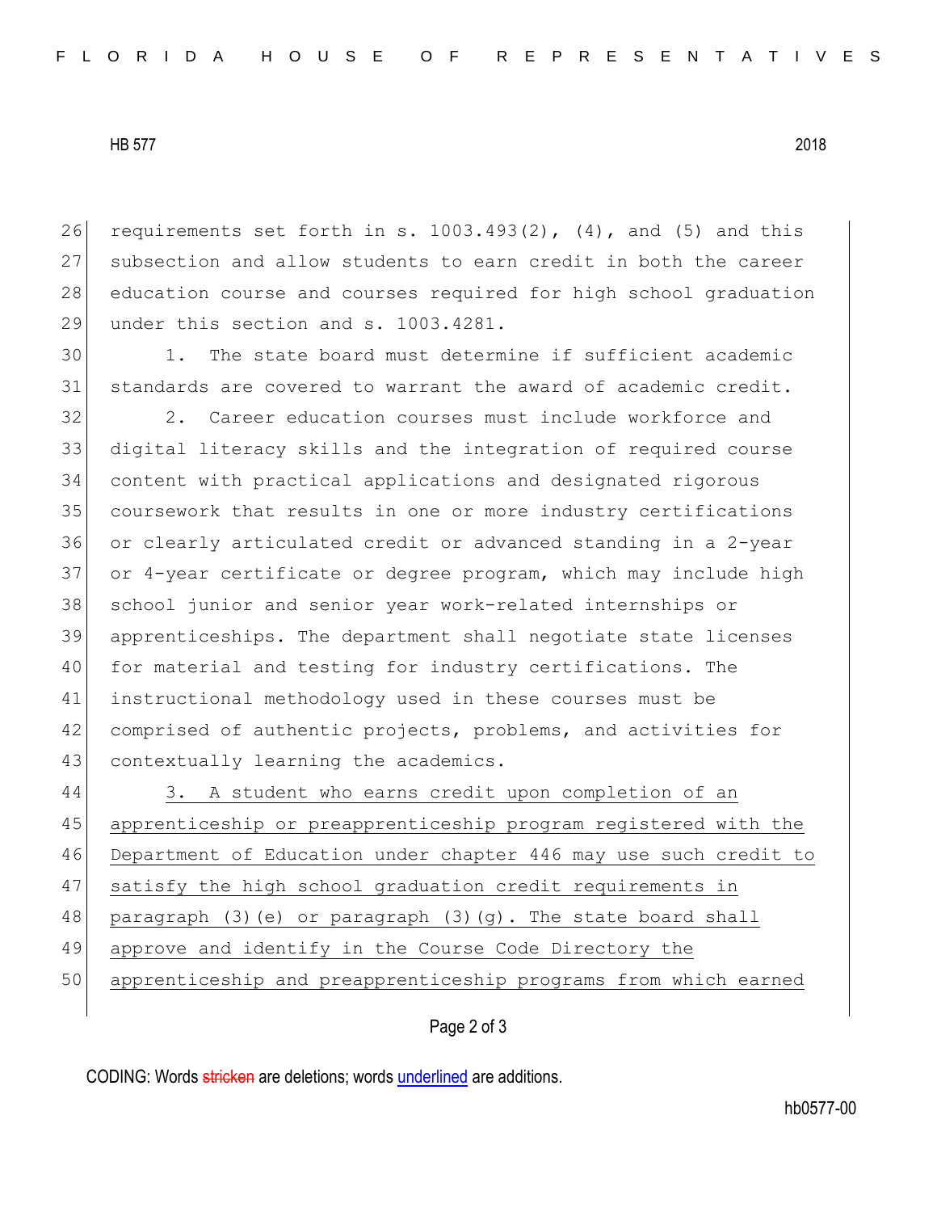requirements set forth in s. 1003.493(2), (4), and (5) and this subsection and allow students to earn credit in both the career education course and courses required for high school graduation under this section and s. 1003.4281.

1. The state board must determine if sufficient academic standards are covered to warrant the award of academic credit.

2. Career education courses must include workforce and digital literacy skills and the integration of required course content with practical applications and designated rigorous coursework that results in one or more industry certifications or clearly articulated credit or advanced standing in a 2-year or 4-year certificate or degree program, which may include high school junior and senior year work-related internships or apprenticeships. The department shall negotiate state licenses for material and testing for industry certifications. The instructional methodology used in these courses must be comprised of authentic projects, problems, and activities for contextually learning the academics.

<u>3. A student who earns credit upon completion of an apprenticeship or preapprenticeship program registered with the Department of Education under chapter 446 may use such credit to satisfy the high school graduation credit requirements in paragraph (3)(e) or paragraph (3)(g). The state board shall approve and identify in the Course Code Directory the apprenticeship and preapprenticeship programs from which earned</u>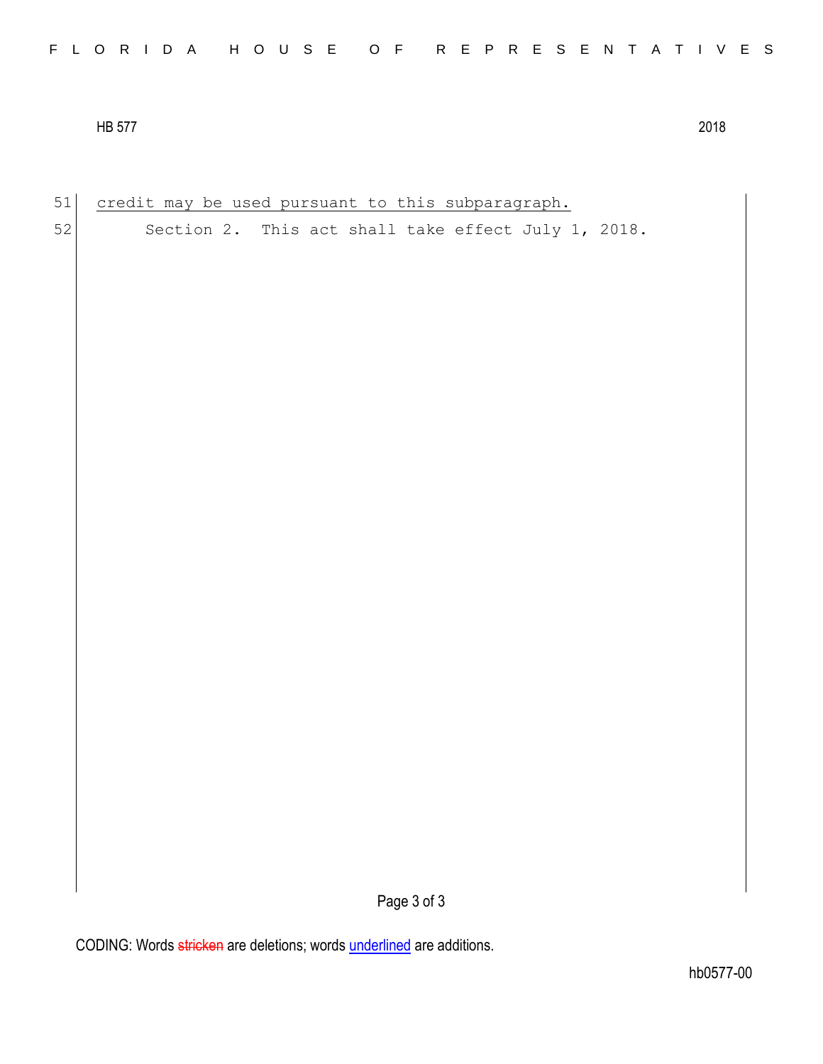51 credit may be used pursuant to this subparagraph.

52 Section 2. This act shall take effect July 1, 2018.

CODING: Words stricken are deletions; words underlined are additions.